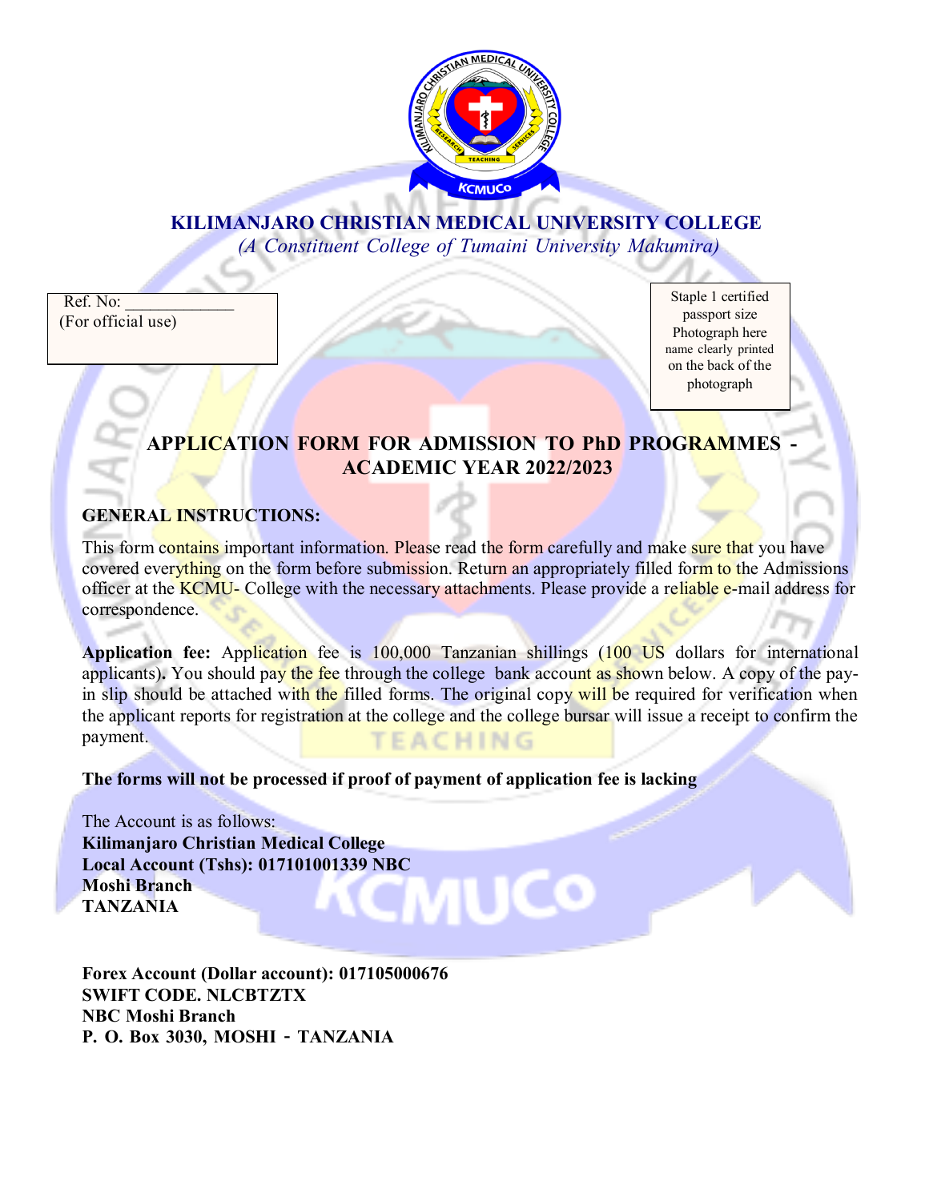# KILIMANJARO CHRISTIAN MEDICAL UNIVERSITY COLLEGE

*(A Constituent College of Tumaini University Makumira)*

Ref. No: ____________
(For official use)

Staple 1 certified passport size Photograph here name clearly printed on the back of the photograph

## APPLICATION FORM FOR ADMISSION TO PhD PROGRAMMES - ACADEMIC YEAR 2022/2023

### GENERAL INSTRUCTIONS:

This form contains important information. Please read the form carefully and make sure that you have covered everything on the form before submission. Return an appropriately filled form to the Admissions officer at the KCMU- College with the necessary attachments. Please provide a reliable e-mail address for correspondence.

**Application fee:** Application fee is 100,000 Tanzanian shillings (100 US dollars for international applicants)**.** You should pay the fee through the college bank account as shown below. A copy of the pay-in slip should be attached with the filled forms. The original copy will be required for verification when the applicant reports for registration at the college and the college bursar will issue a receipt to confirm the payment.

**The forms will not be processed if proof of payment of application fee is lacking**

The Account is as follows:
**Kilimanjaro Christian Medical College**
**Local Account (Tshs): 017101001339 NBC**
**Moshi Branch**
**TANZANIA**

**Forex Account (Dollar account): 017105000676**
**SWIFT CODE. NLCBTZTX**
**NBC Moshi Branch**
**P. O. Box 3030, MOSHI - TANZANIA**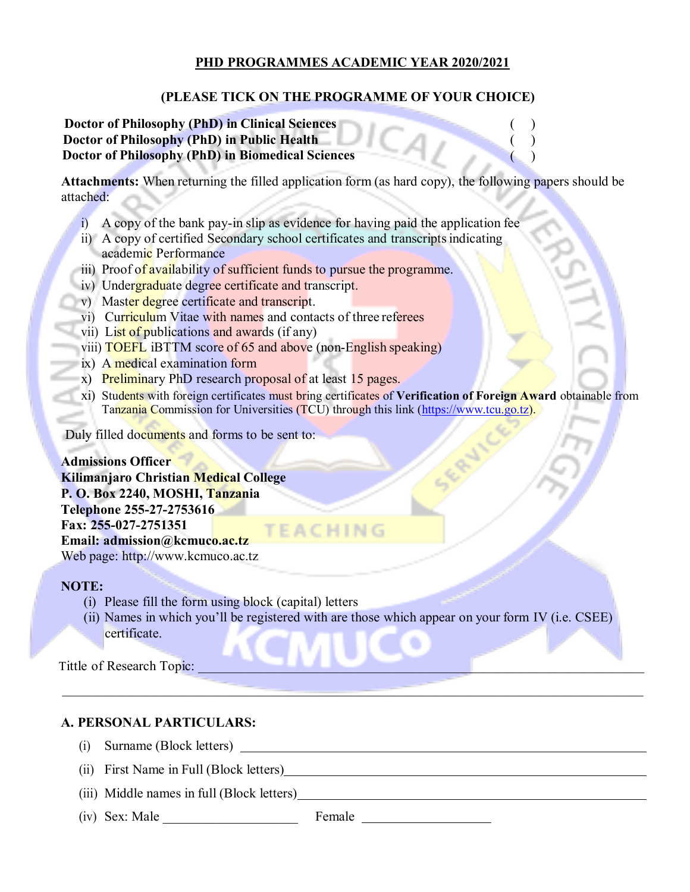**PHD PROGRAMMES ACADEMIC YEAR 2020/2021**

**(PLEASE TICK ON THE PROGRAMME OF YOUR CHOICE)**

**Doctor of Philosophy (PhD) in Clinical Sciences** ( )
**Doctor of Philosophy (PhD) in Public Health** ( )
**Doctor of Philosophy (PhD) in Biomedical Sciences** ( )

**Attachments:** When returning the filled application form (as hard copy), the following papers should be attached:

i) A copy of the bank pay-in slip as evidence for having paid the application fee
ii) A copy of certified Secondary school certificates and transcripts indicating academic Performance
iii) Proof of availability of sufficient funds to pursue the programme.
iv) Undergraduate degree certificate and transcript.
v) Master degree certificate and transcript.
vi) Curriculum Vitae with names and contacts of three referees
vii) List of publications and awards (if any)
viii) TOEFL iBTTM score of 65 and above (non-English speaking)
ix) A medical examination form
x) Preliminary PhD research proposal of at least 15 pages.
xi) Students with foreign certificates must bring certificates of **Verification of Foreign Award** obtainable from Tanzania Commission for Universities (TCU) through this link (https://www.tcu.go.tz).

Duly filled documents and forms to be sent to:

**Admissions Officer**
**Kilimanjaro Christian Medical College**
**P. O. Box 2240, MOSHI, Tanzania**
**Telephone 255-27-2753616**
**Fax: 255-027-2751351**
**Email: admission@kcmuco.ac.tz**
Web page: http://www.kcmuco.ac.tz

**NOTE:**

(i) Please fill the form using block (capital) letters
(ii) Names in which you'll be registered with are those which appear on your form IV (i.e. CSEE) certificate.

Tittle of Research Topic: ______________________________________________

______________________________________________

**A. PERSONAL PARTICULARS:**

(i) Surname (Block letters) ______________________________

(ii) First Name in Full (Block letters)______________________________

(iii) Middle names in full (Block letters)______________________________

(iv) Sex: Male ____________ Female ____________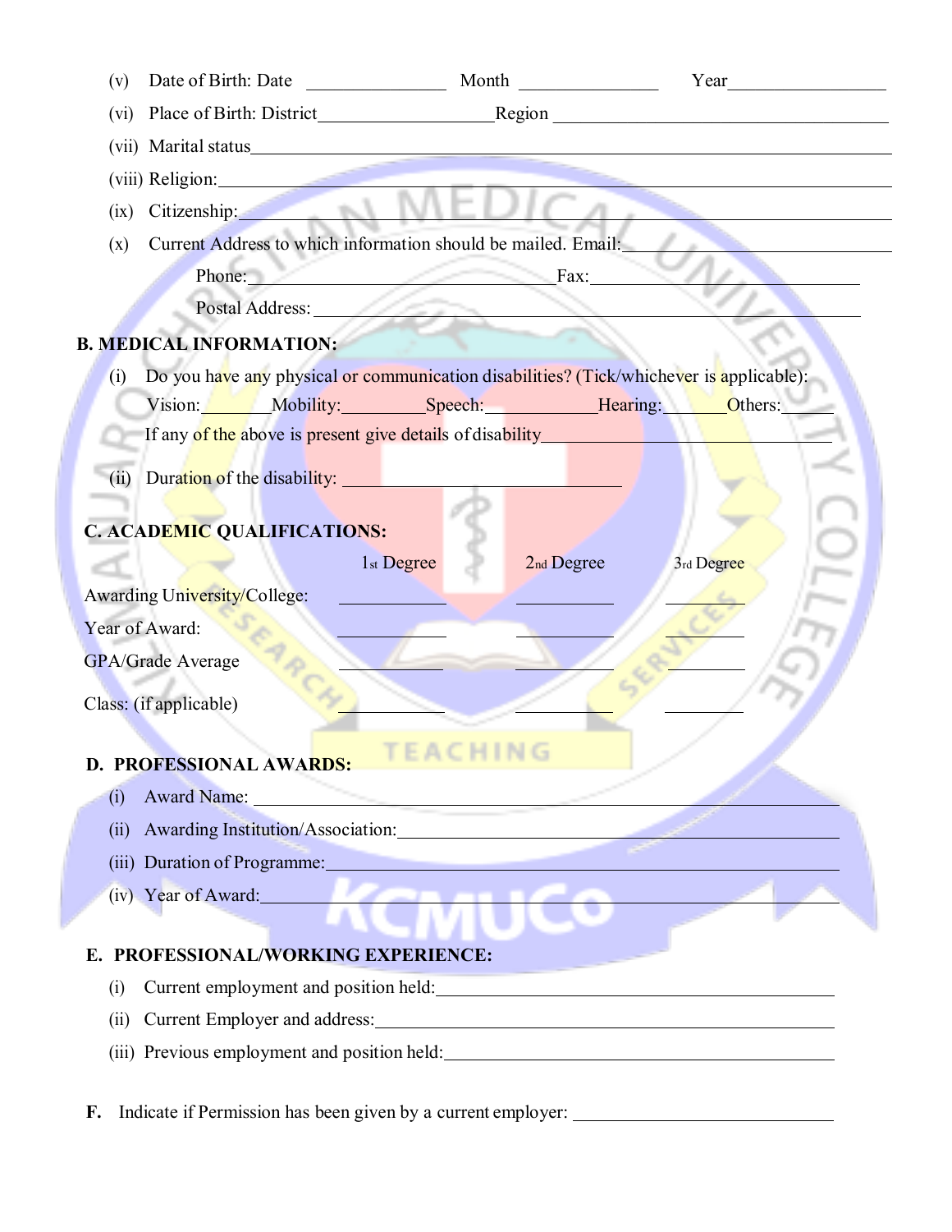(v) Date of Birth: Date _______________ Month _______________ Year_________________

(vi) Place of Birth: District___________________Region _____________________________________

(vii) Marital status_______________________________________________________________________

(viii) Religion:____________________________________________________________________________

(ix) Citizenship:___________________________________________________________________________

(x) Current Address to which information should be mailed. Email:____________________________

Phone:__________________________________Fax:____________________________

Postal Address: ____________________________________________________________

**B. MEDICAL INFORMATION:**

(i) Do you have any physical or communication disabilities? (Tick/whichever is applicable):

Vision:________Mobility:_________Speech:____________Hearing:_______Others:______

If any of the above is present give details of disability____________________________________

(ii) Duration of the disability: _______________________________

**C. ACADEMIC QUALIFICATIONS:**

| | 1st Degree | 2nd Degree | 3rd Degree |
|---|---|---|---|
| Awarding University/College: | ____________ | ___________ | _________ |
| Year of Award: | ____________ | ___________ | _________ |
| GPA/Grade Average | ____________ | ___________ | _________ |
| Class: (if applicable) | ____________ | ___________ | _________ |

**D. PROFESSIONAL AWARDS:**

(i) Award Name: ___________________________________________________________________

(ii) Awarding Institution/Association:_______________________________________________

(iii) Duration of Programme:_______________________________________________________

(iv) Year of Award:_______________________________________________________________

**E. PROFESSIONAL/WORKING EXPERIENCE:**

(i) Current employment and position held:_____________________________________________

(ii) Current Employer and address:____________________________________________________

(iii) Previous employment and position held:___________________________________________

**F.** Indicate if Permission has been given by a current employer: ____________________________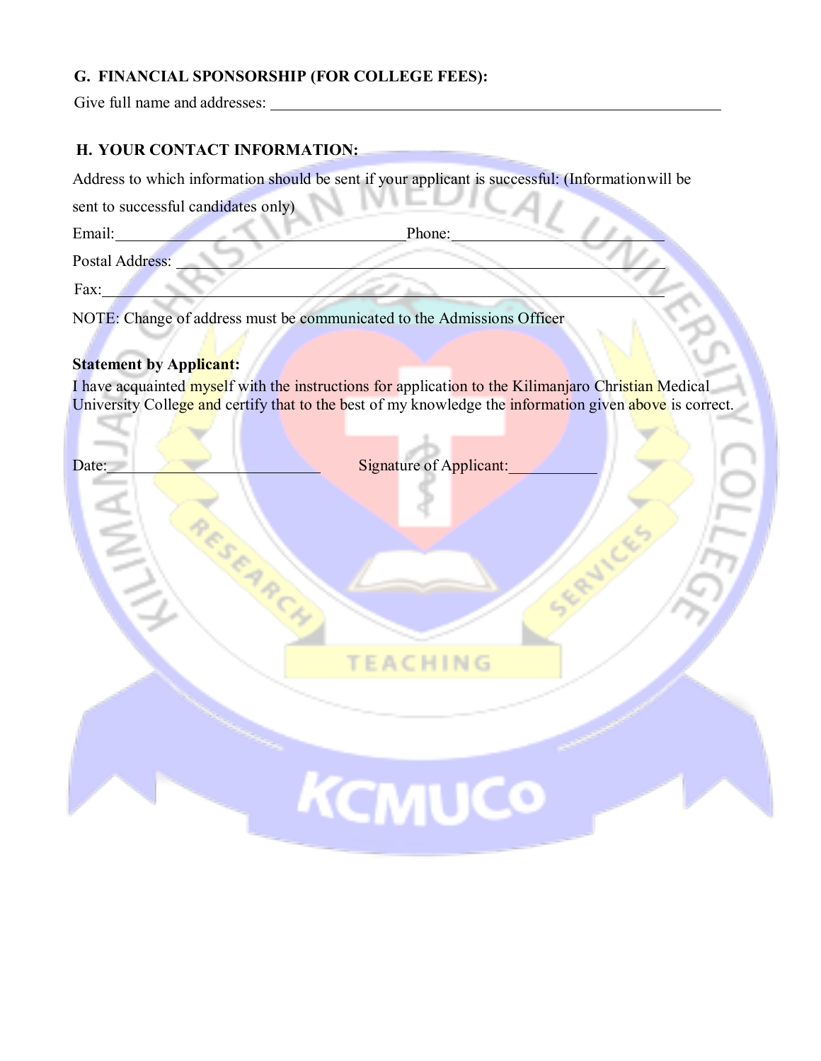## G. FINANCIAL SPONSORSHIP (FOR COLLEGE FEES):

Give full name and addresses: ____________________________________________________________

## H. YOUR CONTACT INFORMATION:

Address to which information should be sent if your applicant is successful: (Informationwill be sent to successful candidates only)

Email:______________________________________Phone:____________________________

Postal Address: ________________________________________________________________

Fax:_______________________________________________________________________

NOTE: Change of address must be communicated to the Admissions Officer

**Statement by Applicant:**

I have acquainted myself with the instructions for application to the Kilimanjaro Christian Medical University College and certify that to the best of my knowledge the information given above is correct.

Date:____________________________ Signature of Applicant:___________